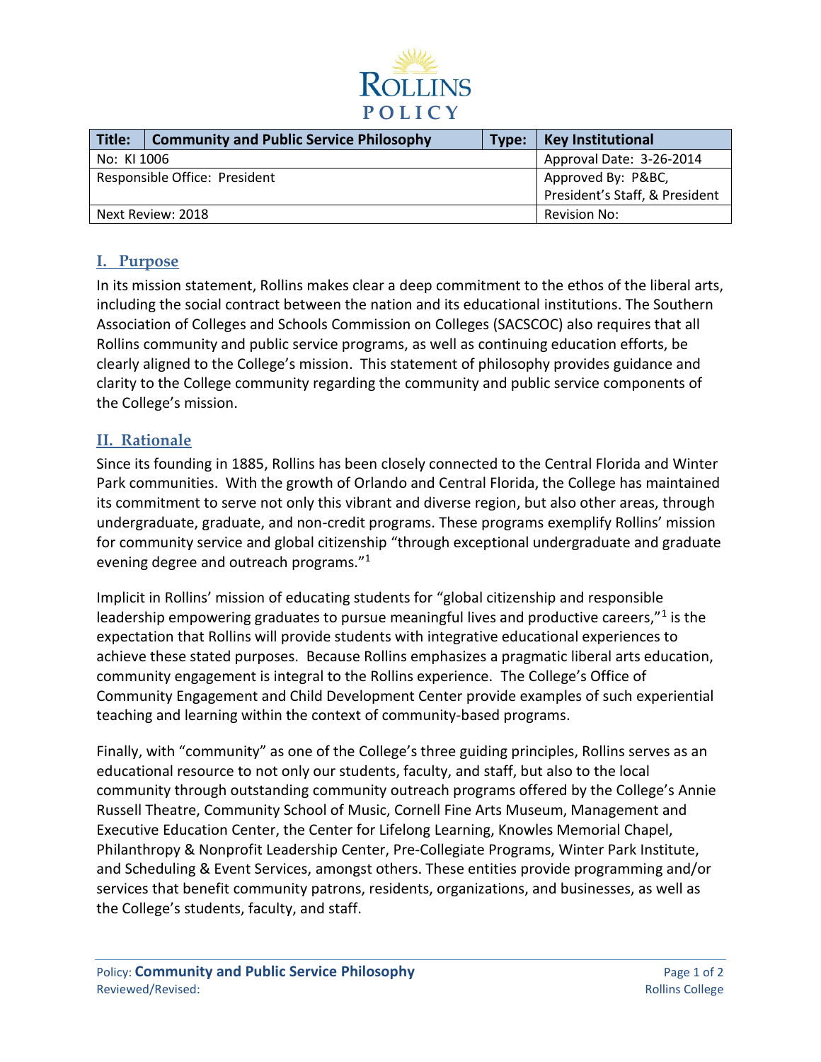ROLLINS
POLICY

| Title: | Community and Public Service Philosophy | Type: | Key Institutional |
|---|---|---|---|
| No: KI 1006 | | | Approval Date: 3-26-2014 |
| Responsible Office: President | | | Approved By: P&BC, President's Staff, & President |
| Next Review: 2018 | | | Revision No: |

## I. Purpose

In its mission statement, Rollins makes clear a deep commitment to the ethos of the liberal arts, including the social contract between the nation and its educational institutions. The Southern Association of Colleges and Schools Commission on Colleges (SACSCOC) also requires that all Rollins community and public service programs, as well as continuing education efforts, be clearly aligned to the College's mission. This statement of philosophy provides guidance and clarity to the College community regarding the community and public service components of the College's mission.

## II. Rationale

Since its founding in 1885, Rollins has been closely connected to the Central Florida and Winter Park communities. With the growth of Orlando and Central Florida, the College has maintained its commitment to serve not only this vibrant and diverse region, but also other areas, through undergraduate, graduate, and non-credit programs. These programs exemplify Rollins' mission for community service and global citizenship "through exceptional undergraduate and graduate evening degree and outreach programs."[1]

Implicit in Rollins' mission of educating students for "global citizenship and responsible leadership empowering graduates to pursue meaningful lives and productive careers,"[1] is the expectation that Rollins will provide students with integrative educational experiences to achieve these stated purposes. Because Rollins emphasizes a pragmatic liberal arts education, community engagement is integral to the Rollins experience. The College's Office of Community Engagement and Child Development Center provide examples of such experiential teaching and learning within the context of community-based programs.

Finally, with "community" as one of the College's three guiding principles, Rollins serves as an educational resource to not only our students, faculty, and staff, but also to the local community through outstanding community outreach programs offered by the College's Annie Russell Theatre, Community School of Music, Cornell Fine Arts Museum, Management and Executive Education Center, the Center for Lifelong Learning, Knowles Memorial Chapel, Philanthropy & Nonprofit Leadership Center, Pre-Collegiate Programs, Winter Park Institute, and Scheduling & Event Services, amongst others. These entities provide programming and/or services that benefit community patrons, residents, organizations, and businesses, as well as the College's students, faculty, and staff.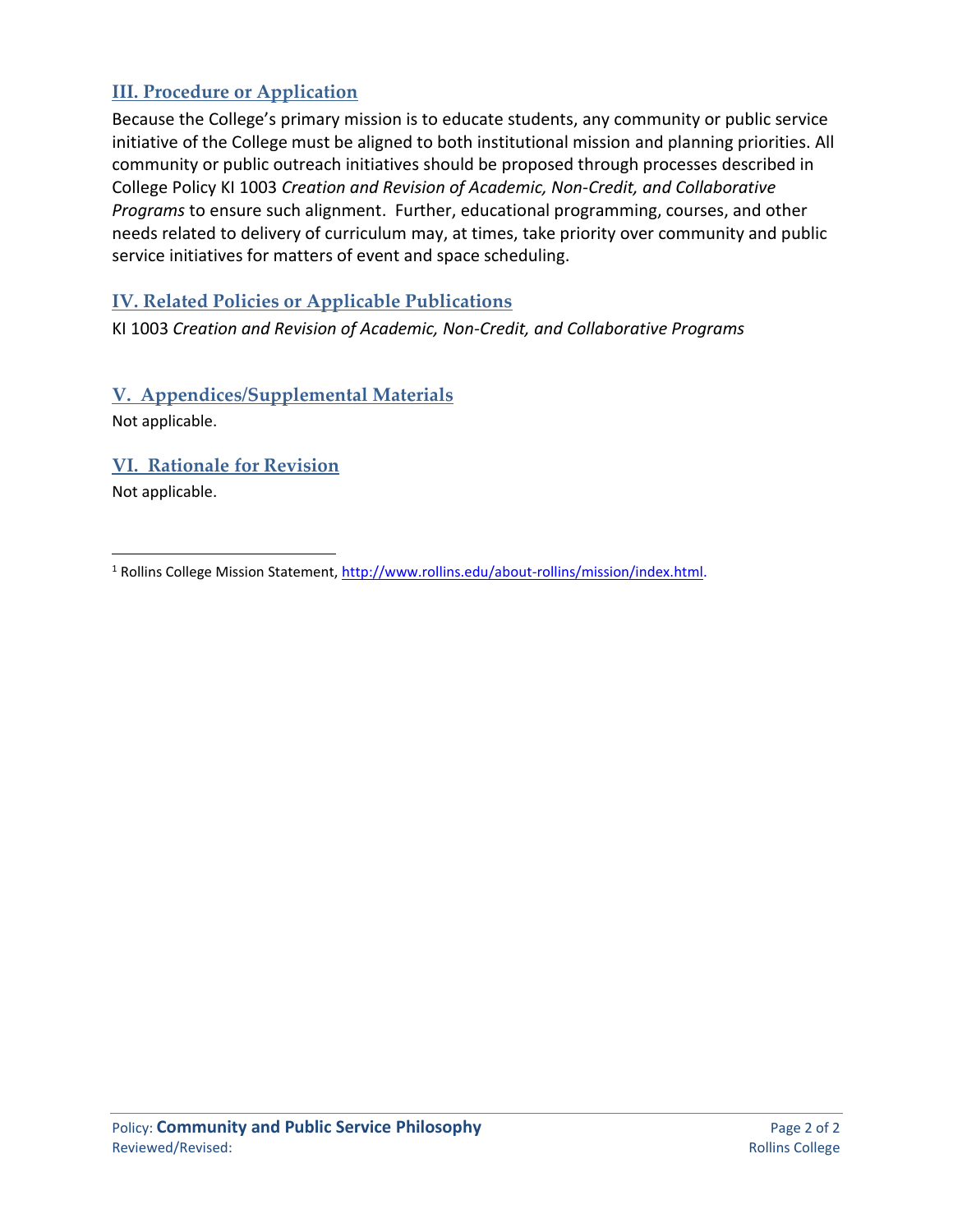## III. Procedure or Application

Because the College's primary mission is to educate students, any community or public service initiative of the College must be aligned to both institutional mission and planning priorities. All community or public outreach initiatives should be proposed through processes described in College Policy KI 1003 *Creation and Revision of Academic, Non-Credit, and Collaborative Programs* to ensure such alignment. Further, educational programming, courses, and other needs related to delivery of curriculum may, at times, take priority over community and public service initiatives for matters of event and space scheduling.

## IV. Related Policies or Applicable Publications

KI 1003 *Creation and Revision of Academic, Non-Credit, and Collaborative Programs*

## V. Appendices/Supplemental Materials

Not applicable.

## VI. Rationale for Revision

Not applicable.

---

[1] Rollins College Mission Statement, http://www.rollins.edu/about-rollins/mission/index.html.